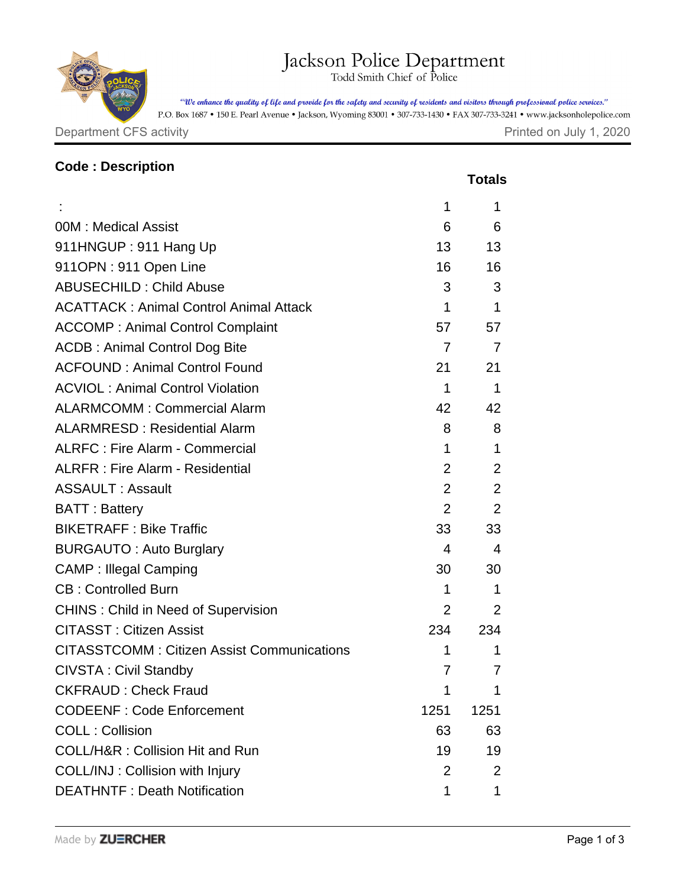# Jackson Police Department

Todd Smith Chief of Police

*"We enhance the quality of life and provide for the safety and security of residents and visitors through professional police services."*

P.O. Box 1687 • 150 E. Pearl Avenue • Jackson, Wyoming 83001 • 307-733-1430 • FAX 307-733-3241 • www.jacksonholepolice.com

Department CFS activity

Printed on July 1, 2020

| Code : Description | | Totals |
|---|---|---|
| : | 1 | 1 |
| 00M : Medical Assist | 6 | 6 |
| 911HNGUP : 911 Hang Up | 13 | 13 |
| 911OPN : 911 Open Line | 16 | 16 |
| ABUSECHILD : Child Abuse | 3 | 3 |
| ACATTACK : Animal Control Animal Attack | 1 | 1 |
| ACCOMP : Animal Control Complaint | 57 | 57 |
| ACDB : Animal Control Dog Bite | 7 | 7 |
| ACFOUND : Animal Control Found | 21 | 21 |
| ACVIOL : Animal Control Violation | 1 | 1 |
| ALARMCOMM : Commercial Alarm | 42 | 42 |
| ALARMRESD : Residential Alarm | 8 | 8 |
| ALRFC : Fire Alarm - Commercial | 1 | 1 |
| ALRFR : Fire Alarm - Residential | 2 | 2 |
| ASSAULT : Assault | 2 | 2 |
| BATT : Battery | 2 | 2 |
| BIKETRAFF : Bike Traffic | 33 | 33 |
| BURGAUTO : Auto Burglary | 4 | 4 |
| CAMP : Illegal Camping | 30 | 30 |
| CB : Controlled Burn | 1 | 1 |
| CHINS : Child in Need of Supervision | 2 | 2 |
| CITASST : Citizen Assist | 234 | 234 |
| CITASSTCOMM : Citizen Assist Communications | 1 | 1 |
| CIVSTA : Civil Standby | 7 | 7 |
| CKFRAUD : Check Fraud | 1 | 1 |
| CODEENF : Code Enforcement | 1251 | 1251 |
| COLL : Collision | 63 | 63 |
| COLL/H&R : Collision Hit and Run | 19 | 19 |
| COLL/INJ : Collision with Injury | 2 | 2 |
| DEATHNTF : Death Notification | 1 | 1 |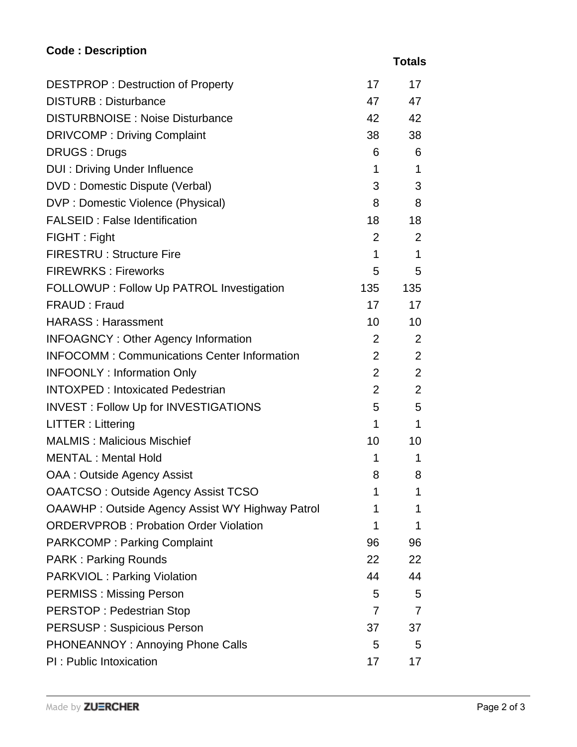| Code : Description | | Totals |
|---|---|---|
| DESTPROP : Destruction of Property | 17 | 17 |
| DISTURB : Disturbance | 47 | 47 |
| DISTURBNOISE : Noise Disturbance | 42 | 42 |
| DRIVCOMP : Driving Complaint | 38 | 38 |
| DRUGS : Drugs | 6 | 6 |
| DUI : Driving Under Influence | 1 | 1 |
| DVD : Domestic Dispute (Verbal) | 3 | 3 |
| DVP : Domestic Violence (Physical) | 8 | 8 |
| FALSEID : False Identification | 18 | 18 |
| FIGHT : Fight | 2 | 2 |
| FIRESTRU : Structure Fire | 1 | 1 |
| FIREWRKS : Fireworks | 5 | 5 |
| FOLLOWUP : Follow Up PATROL Investigation | 135 | 135 |
| FRAUD : Fraud | 17 | 17 |
| HARASS : Harassment | 10 | 10 |
| INFOAGNCY : Other Agency Information | 2 | 2 |
| INFOCOMM : Communications Center Information | 2 | 2 |
| INFOONLY : Information Only | 2 | 2 |
| INTOXPED : Intoxicated Pedestrian | 2 | 2 |
| INVEST : Follow Up for INVESTIGATIONS | 5 | 5 |
| LITTER : Littering | 1 | 1 |
| MALMIS : Malicious Mischief | 10 | 10 |
| MENTAL : Mental Hold | 1 | 1 |
| OAA : Outside Agency Assist | 8 | 8 |
| OAATCSO : Outside Agency Assist TCSO | 1 | 1 |
| OAAWHP : Outside Agency Assist WY Highway Patrol | 1 | 1 |
| ORDERVPROB : Probation Order Violation | 1 | 1 |
| PARKCOMP : Parking Complaint | 96 | 96 |
| PARK : Parking Rounds | 22 | 22 |
| PARKVIOL : Parking Violation | 44 | 44 |
| PERMISS : Missing Person | 5 | 5 |
| PERSTOP : Pedestrian Stop | 7 | 7 |
| PERSUSP : Suspicious Person | 37 | 37 |
| PHONEANNOY : Annoying Phone Calls | 5 | 5 |
| PI : Public Intoxication | 17 | 17 |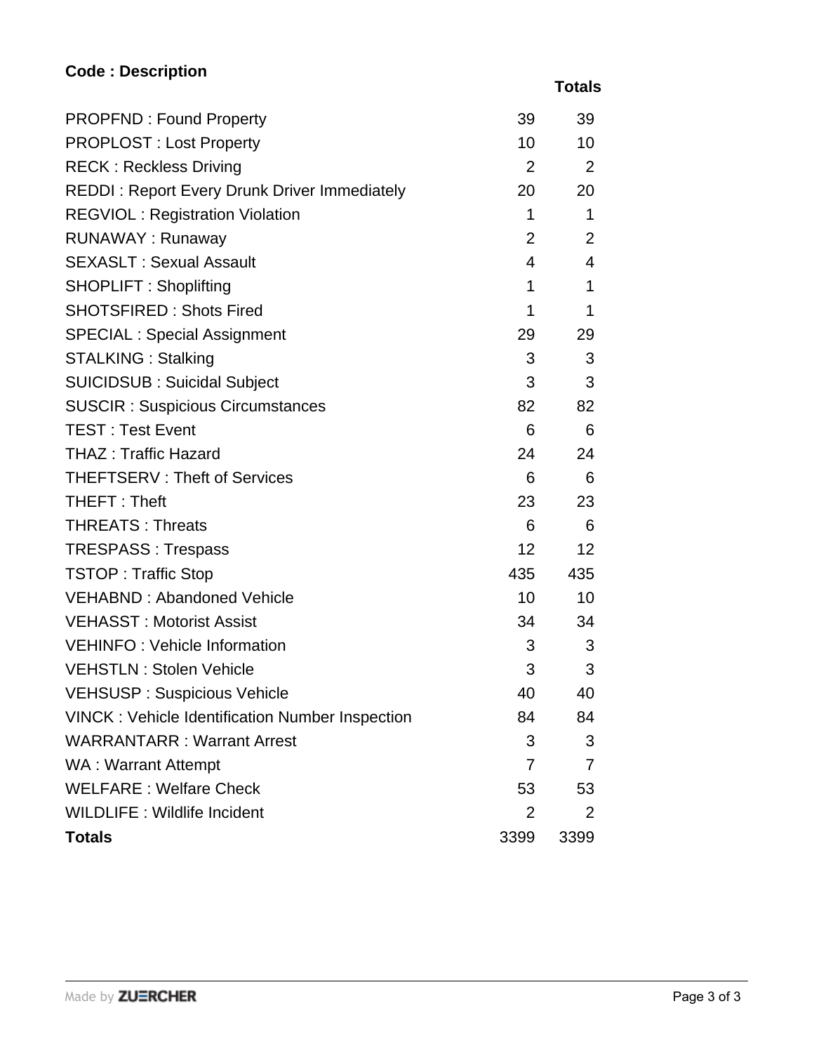| Code : Description | | Totals |
|---|---|---|
| PROPFND : Found Property | 39 | 39 |
| PROPLOST : Lost Property | 10 | 10 |
| RECK : Reckless Driving | 2 | 2 |
| REDDI : Report Every Drunk Driver Immediately | 20 | 20 |
| REGVIOL : Registration Violation | 1 | 1 |
| RUNAWAY : Runaway | 2 | 2 |
| SEXASLT : Sexual Assault | 4 | 4 |
| SHOPLIFT : Shoplifting | 1 | 1 |
| SHOTSFIRED : Shots Fired | 1 | 1 |
| SPECIAL : Special Assignment | 29 | 29 |
| STALKING : Stalking | 3 | 3 |
| SUICIDSUB : Suicidal Subject | 3 | 3 |
| SUSCIR : Suspicious Circumstances | 82 | 82 |
| TEST : Test Event | 6 | 6 |
| THAZ : Traffic Hazard | 24 | 24 |
| THEFTSERV : Theft of Services | 6 | 6 |
| THEFT : Theft | 23 | 23 |
| THREATS : Threats | 6 | 6 |
| TRESPASS : Trespass | 12 | 12 |
| TSTOP : Traffic Stop | 435 | 435 |
| VEHABND : Abandoned Vehicle | 10 | 10 |
| VEHASST : Motorist Assist | 34 | 34 |
| VEHINFO : Vehicle Information | 3 | 3 |
| VEHSTLN : Stolen Vehicle | 3 | 3 |
| VEHSUSP : Suspicious Vehicle | 40 | 40 |
| VINCK : Vehicle Identification Number Inspection | 84 | 84 |
| WARRANTARR : Warrant Arrest | 3 | 3 |
| WA : Warrant Attempt | 7 | 7 |
| WELFARE : Welfare Check | 53 | 53 |
| WILDLIFE : Wildlife Incident | 2 | 2 |
| **Totals** | 3399 | 3399 |

Made by ZUERCHER